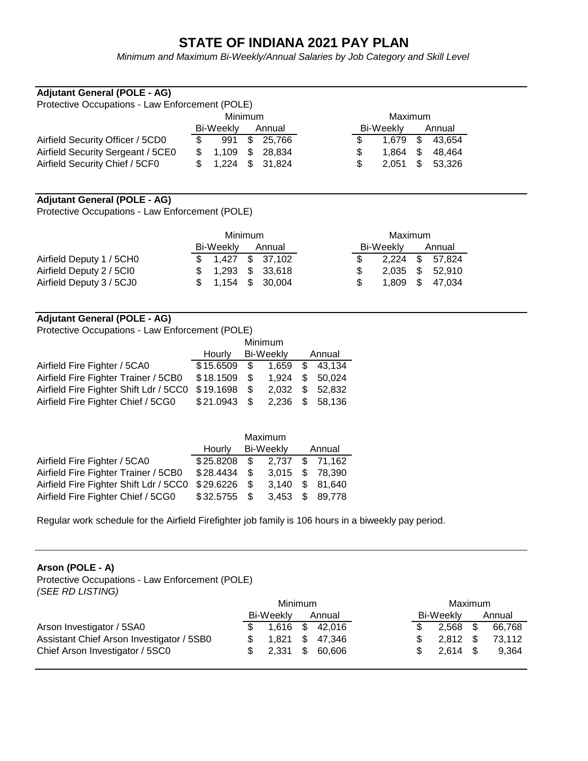# STATE OF INDIANA 2021 PAY PLAN

*Minimum and Maximum Bi-Weekly/Annual Salaries by Job Category and Skill Level*

**Adjutant General (POLE - AG)**

Protective Occupations - Law Enforcement (POLE)

| | Minimum | | Maximum | |
|---|---|---|---|---|
| | Bi-Weekly | Annual | Bi-Weekly | Annual |
| Airfield Security Officer / 5CD0 | $ 991 | $ 25,766 | $ 1,679 | $ 43,654 |
| Airfield Security Sergeant / 5CE0 | $ 1,109 | $ 28,834 | $ 1,864 | $ 48,464 |
| Airfield Security Chief / 5CF0 | $ 1,224 | $ 31,824 | $ 2,051 | $ 53,326 |

**Adjutant General (POLE - AG)**

Protective Occupations - Law Enforcement (POLE)

| | Minimum | | Maximum | |
|---|---|---|---|---|
| | Bi-Weekly | Annual | Bi-Weekly | Annual |
| Airfield Deputy 1 / 5CH0 | $ 1,427 | $ 37,102 | $ 2,224 | $ 57,824 |
| Airfield Deputy 2 / 5CI0 | $ 1,293 | $ 33,618 | $ 2,035 | $ 52,910 |
| Airfield Deputy 3 / 5CJ0 | $ 1,154 | $ 30,004 | $ 1,809 | $ 47,034 |

**Adjutant General (POLE - AG)**

Protective Occupations - Law Enforcement (POLE)

| | Minimum | | |
|---|---|---|---|
| | Hourly | Bi-Weekly | Annual |
| Airfield Fire Fighter / 5CA0 | $15.6509 | $ 1,659 | $ 43,134 |
| Airfield Fire Fighter Trainer / 5CB0 | $18.1509 | $ 1,924 | $ 50,024 |
| Airfield Fire Fighter Shift Ldr / 5CC0 | $19.1698 | $ 2,032 | $ 52,832 |
| Airfield Fire Fighter Chief / 5CG0 | $21.0943 | $ 2,236 | $ 58,136 |

| | Maximum | | |
|---|---|---|---|
| | Hourly | Bi-Weekly | Annual |
| Airfield Fire Fighter / 5CA0 | $25.8208 | $ 2,737 | $ 71,162 |
| Airfield Fire Fighter Trainer / 5CB0 | $28.4434 | $ 3,015 | $ 78,390 |
| Airfield Fire Fighter Shift Ldr / 5CC0 | $29.6226 | $ 3,140 | $ 81,640 |
| Airfield Fire Fighter Chief / 5CG0 | $32.5755 | $ 3,453 | $ 89,778 |

Regular work schedule for the Airfield Firefighter job family is 106 hours in a biweekly pay period.

**Arson (POLE - A)**

Protective Occupations - Law Enforcement (POLE)

*(SEE RD LISTING)*

| | Minimum | | Maximum | |
|---|---|---|---|---|
| | Bi-Weekly | Annual | Bi-Weekly | Annual |
| Arson Investigator / 5SA0 | $ 1,616 | $ 42,016 | $ 2,568 | $ 66,768 |
| Assistant Chief Arson Investigator / 5SB0 | $ 1,821 | $ 47,346 | $ 2,812 | $ 73,112 |
| Chief Arson Investigator / 5SC0 | $ 2,331 | $ 60,606 | $ 2,614 | $ 9,364 |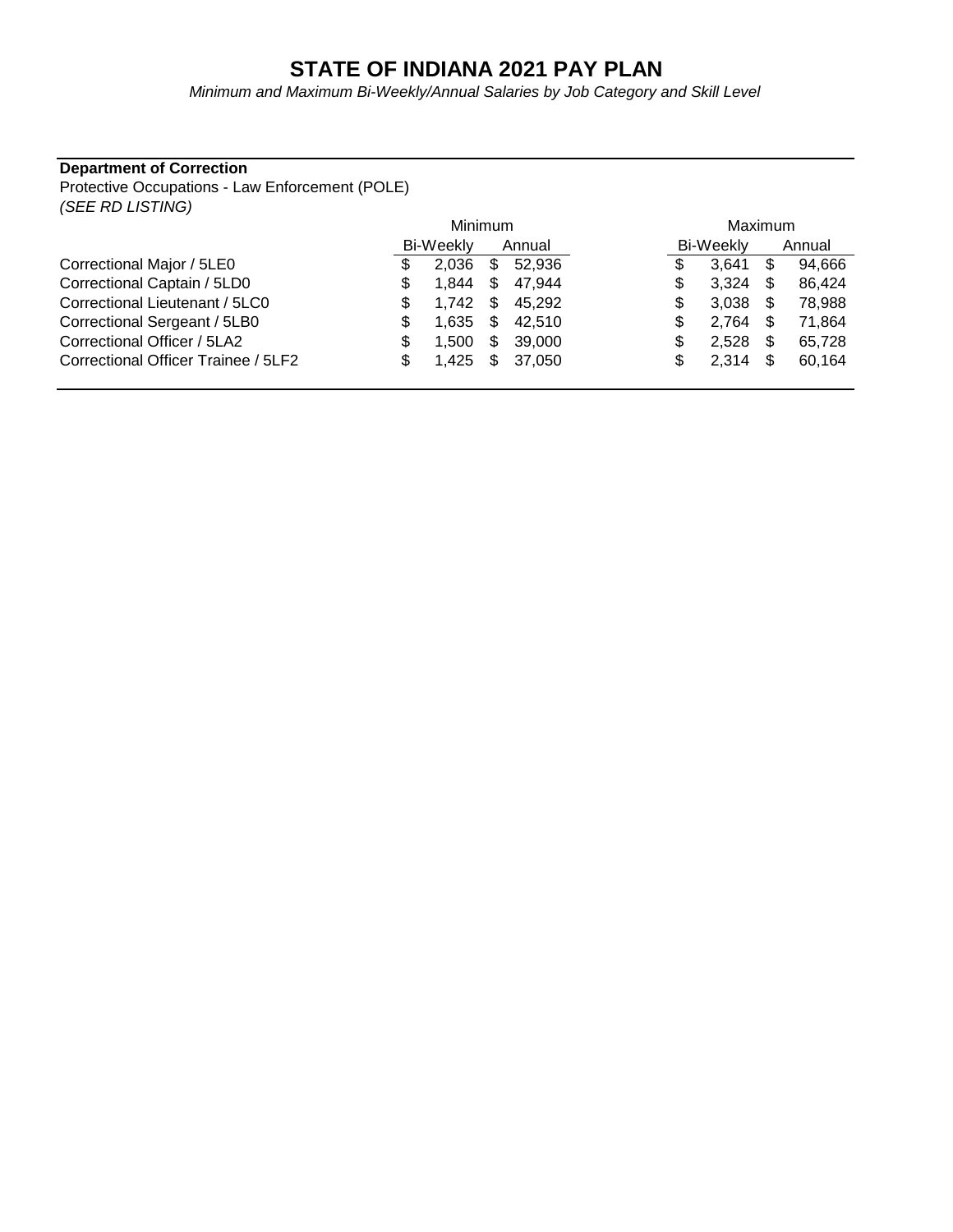# STATE OF INDIANA 2021 PAY PLAN

*Minimum and Maximum Bi-Weekly/Annual Salaries by Job Category and Skill Level*

**Department of Correction**

Protective Occupations - Law Enforcement (POLE)

*(SEE RD LISTING)*

| | Minimum | | Maximum | |
|---|---|---|---|---|
| | Bi-Weekly | Annual | Bi-Weekly | Annual |
| Correctional Major / 5LE0 | $ 2,036 | $ 52,936 | $ 3,641 | $ 94,666 |
| Correctional Captain / 5LD0 | $ 1,844 | $ 47,944 | $ 3,324 | $ 86,424 |
| Correctional Lieutenant / 5LC0 | $ 1,742 | $ 45,292 | $ 3,038 | $ 78,988 |
| Correctional Sergeant / 5LB0 | $ 1,635 | $ 42,510 | $ 2,764 | $ 71,864 |
| Correctional Officer / 5LA2 | $ 1,500 | $ 39,000 | $ 2,528 | $ 65,728 |
| Correctional Officer Trainee / 5LF2 | $ 1,425 | $ 37,050 | $ 2,314 | $ 60,164 |